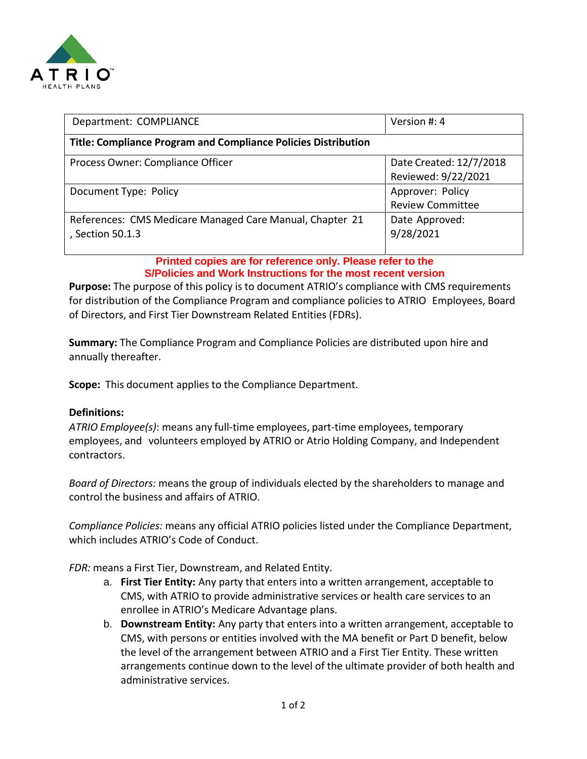| Department: COMPLIANCE | Version #: 4 |
|---|---|
| **Title: Compliance Program and Compliance Policies Distribution** | |
| Process Owner: Compliance Officer | Date Created: 12/7/2018<br>Reviewed: 9/22/2021 |
| Document Type: Policy | Approver: Policy Review Committee |
| References: CMS Medicare Managed Care Manual, Chapter 21, Section 50.1.3 | Date Approved: 9/28/2021 |

**Printed copies are for reference only. Please refer to the S/Policies and Work Instructions for the most recent version**

**Purpose:** The purpose of this policy is to document ATRIO's compliance with CMS requirements for distribution of the Compliance Program and compliance policies to ATRIO Employees, Board of Directors, and First Tier Downstream Related Entities (FDRs).

**Summary:** The Compliance Program and Compliance Policies are distributed upon hire and annually thereafter.

**Scope:** This document applies to the Compliance Department.

**Definitions:**

*ATRIO Employee(s)*: means any full-time employees, part-time employees, temporary employees, and volunteers employed by ATRIO or Atrio Holding Company, and Independent contractors.

*Board of Directors:* means the group of individuals elected by the shareholders to manage and control the business and affairs of ATRIO.

*Compliance Policies:* means any official ATRIO policies listed under the Compliance Department, which includes ATRIO's Code of Conduct.

*FDR:* means a First Tier, Downstream, and Related Entity.

a. **First Tier Entity:** Any party that enters into a written arrangement, acceptable to CMS, with ATRIO to provide administrative services or health care services to an enrollee in ATRIO's Medicare Advantage plans.
b. **Downstream Entity:** Any party that enters into a written arrangement, acceptable to CMS, with persons or entities involved with the MA benefit or Part D benefit, below the level of the arrangement between ATRIO and a First Tier Entity. These written arrangements continue down to the level of the ultimate provider of both health and administrative services.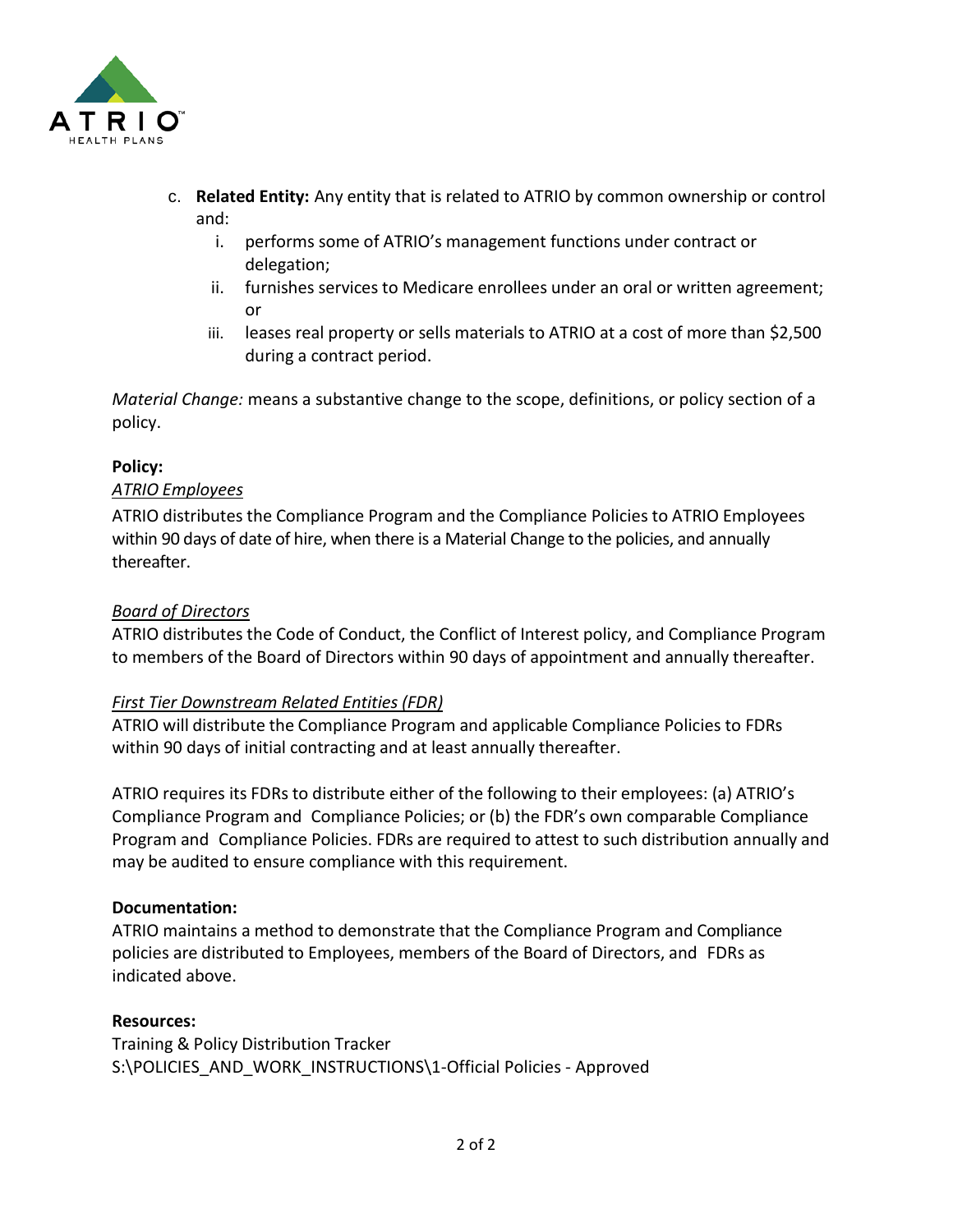c. **Related Entity:** Any entity that is related to ATRIO by common ownership or control and:
   i. performs some of ATRIO's management functions under contract or delegation;
   ii. furnishes services to Medicare enrollees under an oral or written agreement; or
   iii. leases real property or sells materials to ATRIO at a cost of more than $2,500 during a contract period.

*Material Change:* means a substantive change to the scope, definitions, or policy section of a policy.

**Policy:**

*ATRIO Employees*

ATRIO distributes the Compliance Program and the Compliance Policies to ATRIO Employees within 90 days of date of hire, when there is a Material Change to the policies, and annually thereafter.

*Board of Directors*

ATRIO distributes the Code of Conduct, the Conflict of Interest policy, and Compliance Program to members of the Board of Directors within 90 days of appointment and annually thereafter.

*First Tier Downstream Related Entities (FDR)*

ATRIO will distribute the Compliance Program and applicable Compliance Policies to FDRs within 90 days of initial contracting and at least annually thereafter.

ATRIO requires its FDRs to distribute either of the following to their employees: (a) ATRIO's Compliance Program and Compliance Policies; or (b) the FDR's own comparable Compliance Program and Compliance Policies. FDRs are required to attest to such distribution annually and may be audited to ensure compliance with this requirement.

**Documentation:**

ATRIO maintains a method to demonstrate that the Compliance Program and Compliance policies are distributed to Employees, members of the Board of Directors, and FDRs as indicated above.

**Resources:**

Training & Policy Distribution Tracker
S:\POLICIES_AND_WORK_INSTRUCTIONS\1-Official Policies - Approved